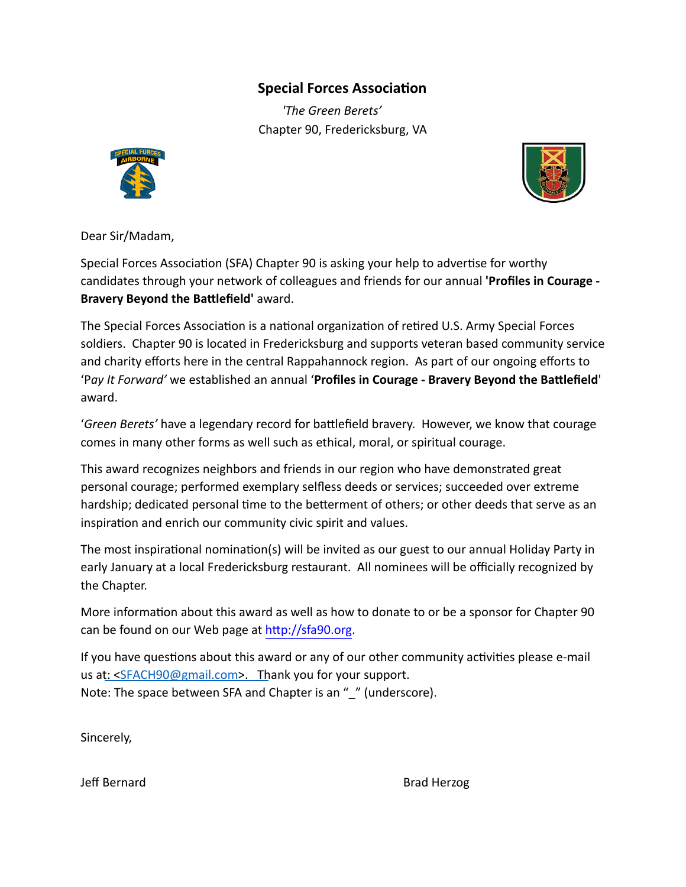# Special Forces Association

*'The Green Berets'*

Chapter 90, Fredericksburg, VA

Dear Sir/Madam,

Special Forces Association (SFA) Chapter 90 is asking your help to advertise for worthy candidates through your network of colleagues and friends for our annual **'Profiles in Courage - Bravery Beyond the Battlefield'** award.

The Special Forces Association is a national organization of retired U.S. Army Special Forces soldiers. Chapter 90 is located in Fredericksburg and supports veteran based community service and charity efforts here in the central Rappahannock region. As part of our ongoing efforts to 'P*ay It Forward'* we established an annual '**Profiles in Courage - Bravery Beyond the Battlefield**' award.

'*Green Berets'* have a legendary record for battlefield bravery. However, we know that courage comes in many other forms as well such as ethical, moral, or spiritual courage.

This award recognizes neighbors and friends in our region who have demonstrated great personal courage; performed exemplary selfless deeds or services; succeeded over extreme hardship; dedicated personal time to the betterment of others; or other deeds that serve as an inspiration and enrich our community civic spirit and values.

The most inspirational nomination(s) will be invited as our guest to our annual Holiday Party in early January at a local Fredericksburg restaurant. All nominees will be officially recognized by the Chapter.

More information about this award as well as how to donate to or be a sponsor for Chapter 90 can be found on our Web page at http://sfa90.org.

If you have questions about this award or any of our other community activities please e-mail us at: <SFACH90@gmail.com>. Thank you for your support.
Note: The space between SFA and Chapter is an "_" (underscore).

Sincerely,

Jeff Bernard

Brad Herzog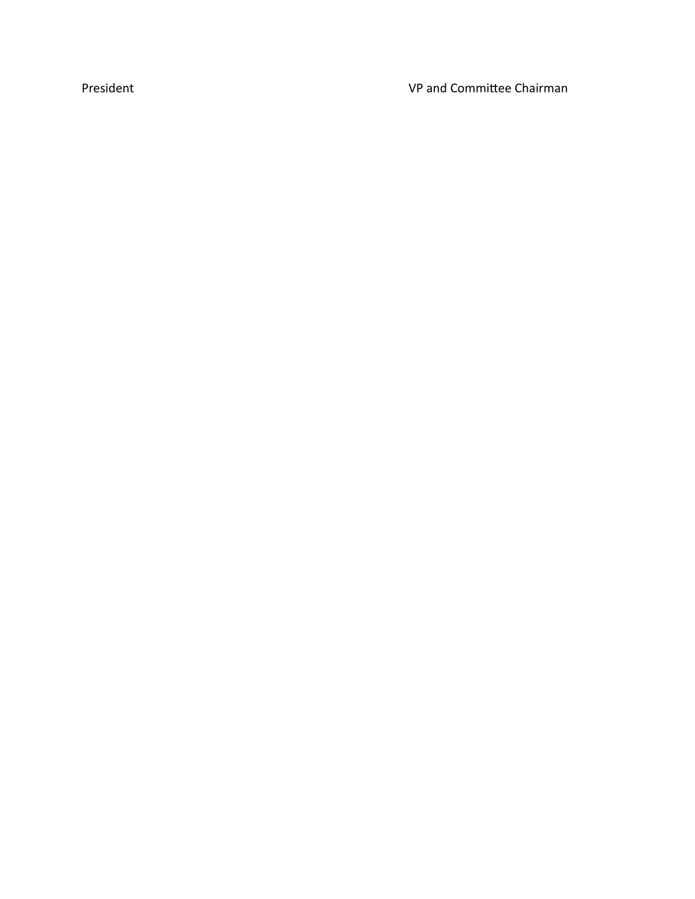President

VP and Committee Chairman